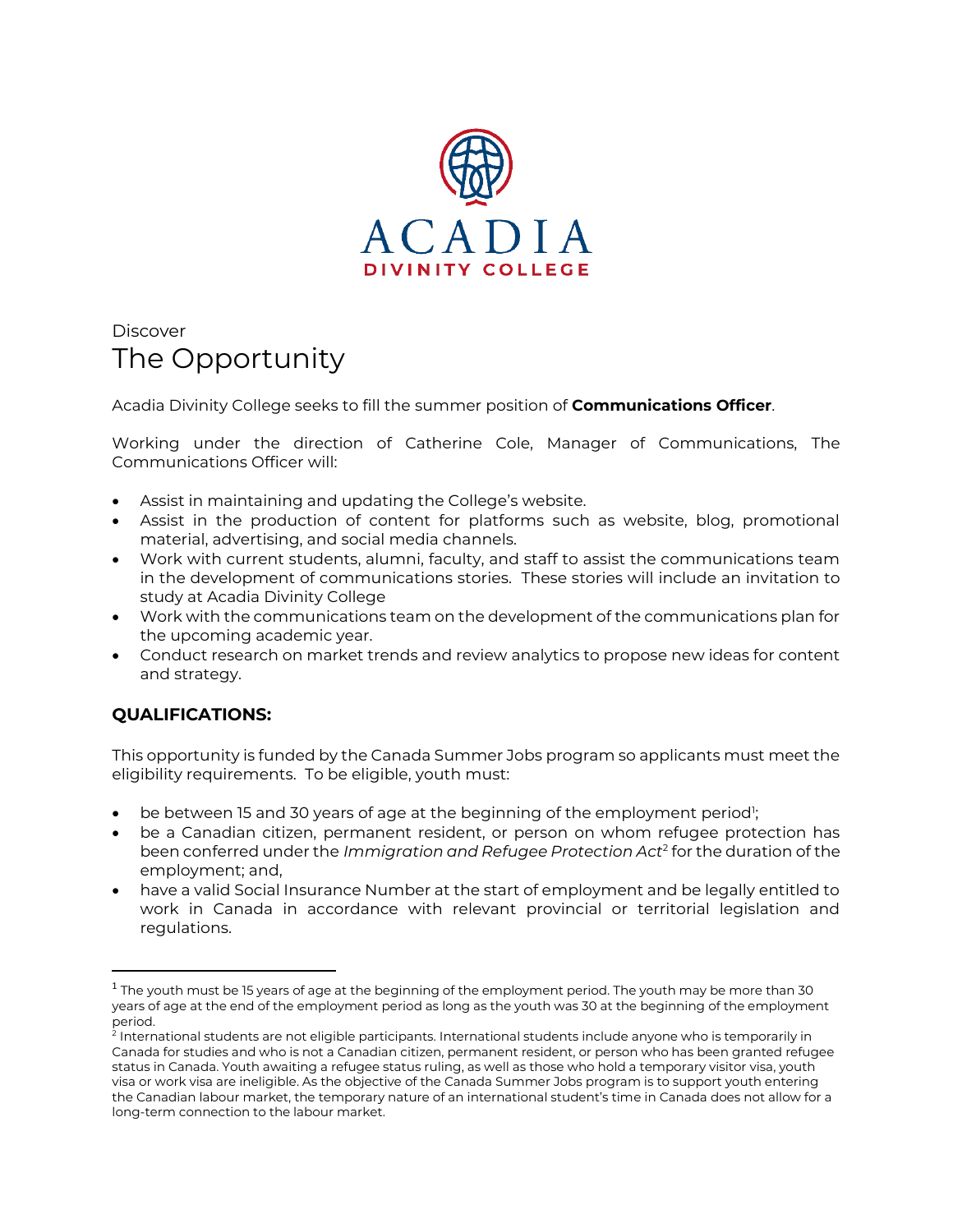ACADIA
DIVINITY COLLEGE

Discover

# The Opportunity

Acadia Divinity College seeks to fill the summer position of **Communications Officer**.

Working under the direction of Catherine Cole, Manager of Communications, The Communications Officer will:

- Assist in maintaining and updating the College's website.
- Assist in the production of content for platforms such as website, blog, promotional material, advertising, and social media channels.
- Work with current students, alumni, faculty, and staff to assist the communications team in the development of communications stories. These stories will include an invitation to study at Acadia Divinity College
- Work with the communications team on the development of the communications plan for the upcoming academic year.
- Conduct research on market trends and review analytics to propose new ideas for content and strategy.

## QUALIFICATIONS:

This opportunity is funded by the Canada Summer Jobs program so applicants must meet the eligibility requirements. To be eligible, youth must:

- be between 15 and 30 years of age at the beginning of the employment period[1];
- be a Canadian citizen, permanent resident, or person on whom refugee protection has been conferred under the *Immigration and Refugee Protection Act*[2] for the duration of the employment; and,
- have a valid Social Insurance Number at the start of employment and be legally entitled to work in Canada in accordance with relevant provincial or territorial legislation and regulations.

---

[1] The youth must be 15 years of age at the beginning of the employment period. The youth may be more than 30 years of age at the end of the employment period as long as the youth was 30 at the beginning of the employment period.

[2] International students are not eligible participants. International students include anyone who is temporarily in Canada for studies and who is not a Canadian citizen, permanent resident, or person who has been granted refugee status in Canada. Youth awaiting a refugee status ruling, as well as those who hold a temporary visitor visa, youth visa or work visa are ineligible. As the objective of the Canada Summer Jobs program is to support youth entering the Canadian labour market, the temporary nature of an international student's time in Canada does not allow for a long-term connection to the labour market.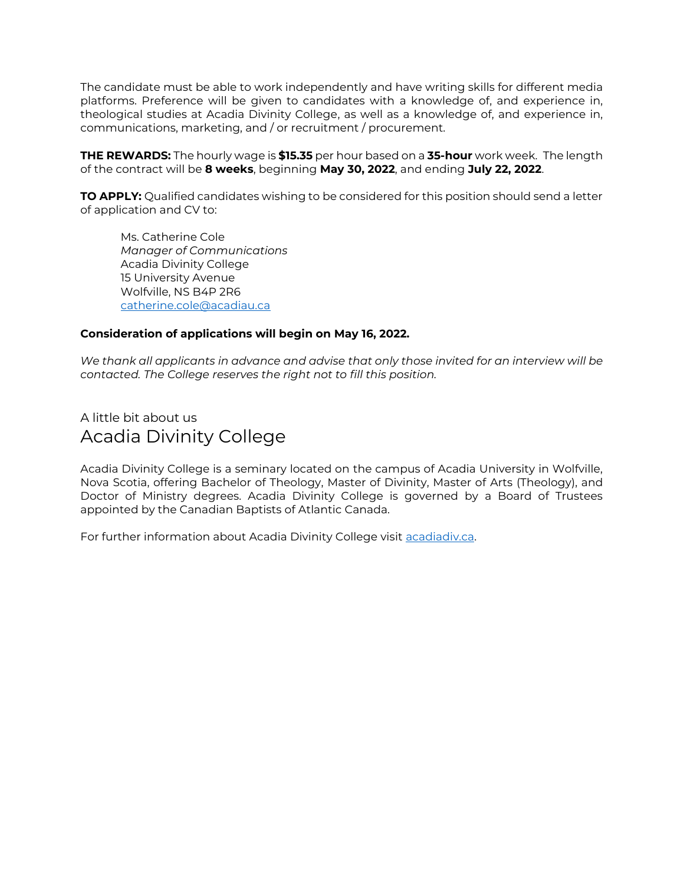The candidate must be able to work independently and have writing skills for different media platforms. Preference will be given to candidates with a knowledge of, and experience in, theological studies at Acadia Divinity College, as well as a knowledge of, and experience in, communications, marketing, and / or recruitment / procurement.

**THE REWARDS:** The hourly wage is **$15.35** per hour based on a **35-hour** work week. The length of the contract will be **8 weeks**, beginning **May 30, 2022**, and ending **July 22, 2022**.

**TO APPLY:** Qualified candidates wishing to be considered for this position should send a letter of application and CV to:

> Ms. Catherine Cole
> *Manager of Communications*
> Acadia Divinity College
> 15 University Avenue
> Wolfville, NS B4P 2R6
> catherine.cole@acadiau.ca

**Consideration of applications will begin on May 16, 2022.**

*We thank all applicants in advance and advise that only those invited for an interview will be contacted. The College reserves the right not to fill this position.*

A little bit about us

## Acadia Divinity College

Acadia Divinity College is a seminary located on the campus of Acadia University in Wolfville, Nova Scotia, offering Bachelor of Theology, Master of Divinity, Master of Arts (Theology), and Doctor of Ministry degrees. Acadia Divinity College is governed by a Board of Trustees appointed by the Canadian Baptists of Atlantic Canada.

For further information about Acadia Divinity College visit acadiadiv.ca.